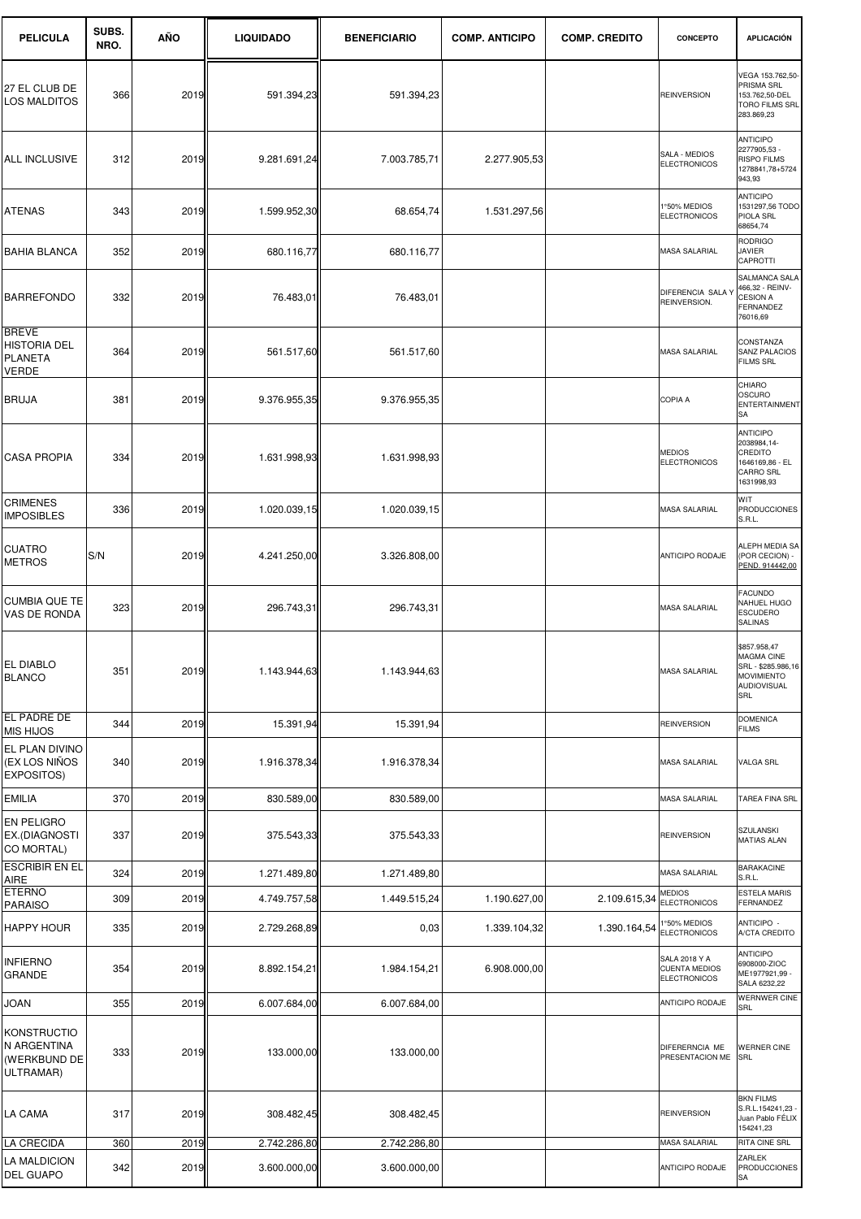| PELICULA | SUBS. NRO. | AÑO | LIQUIDADO | BENEFICIARIO | COMP. ANTICIPO | COMP. CREDITO | CONCEPTO | APLICACIÓN |
|---|---|---|---|---|---|---|---|---|
| 27 EL CLUB DE LOS MALDITOS | 366 | 2019 | 591.394,23 | 591.394,23 | | | REINVERSION | VEGA 153.762,50-PRISMA SRL 153.762,50-DEL TORO FILMS SRL 283.869,23 |
| ALL INCLUSIVE | 312 | 2019 | 9.281.691,24 | 7.003.785,71 | 2.277.905,53 | | SALA - MEDIOS ELECTRONICOS | ANTICIPO 2277905,53 - RISPO FILMS 1278841,78+5724943,93 |
| ATENAS | 343 | 2019 | 1.599.952,30 | 68.654,74 | 1.531.297,56 | | 1°50% MEDIOS ELECTRONICOS | ANTICIPO 1531297,56 TODO PIOLA SRL 68654,74 |
| BAHIA BLANCA | 352 | 2019 | 680.116,77 | 680.116,77 | | | MASA SALARIAL | RODRIGO JAVIER CAPROTTI |
| BARREFONDO | 332 | 2019 | 76.483,01 | 76.483,01 | | | DIFERENCIA SALA Y REINVERSION. | SALMANCA SALA 466,32 - REINV-CESION A FERNANDEZ 76016,69 |
| BREVE HISTORIA DEL PLANETA VERDE | 364 | 2019 | 561.517,60 | 561.517,60 | | | MASA SALARIAL | CONSTANZA SANZ PALACIOS FILMS SRL |
| BRUJA | 381 | 2019 | 9.376.955,35 | 9.376.955,35 | | | COPIA A | CHIARO OSCURO ENTERTAINMENT SA |
| CASA PROPIA | 334 | 2019 | 1.631.998,93 | 1.631.998,93 | | | MEDIOS ELECTRONICOS | ANTICIPO 2038984,14-CREDITO 1646169,86 - EL CARRO SRL 1631998,93 |
| CRIMENES IMPOSIBLES | 336 | 2019 | 1.020.039,15 | 1.020.039,15 | | | MASA SALARIAL | WIT PRODUCCIONES S.R.L. |
| CUATRO METROS | S/N | 2019 | 4.241.250,00 | 3.326.808,00 | | | ANTICIPO RODAJE | ALEPH MEDIA SA (POR CECION) - PEND. 914442,00 |
| CUMBIA QUE TE VAS DE RONDA | 323 | 2019 | 296.743,31 | 296.743,31 | | | MASA SALARIAL | FACUNDO NAHUEL HUGO ESCUDERO SALINAS |
| EL DIABLO BLANCO | 351 | 2019 | 1.143.944,63 | 1.143.944,63 | | | MASA SALARIAL | $857.958,47 MAGMA CINE SRL - $285.986,16 MOVIMIENTO AUDIOVISUAL SRL |
| EL PADRE DE MIS HIJOS | 344 | 2019 | 15.391,94 | 15.391,94 | | | REINVERSION | DOMENICA FILMS |
| EL PLAN DIVINO (EX LOS NIÑOS EXPOSITOS) | 340 | 2019 | 1.916.378,34 | 1.916.378,34 | | | MASA SALARIAL | VALGA SRL |
| EMILIA | 370 | 2019 | 830.589,00 | 830.589,00 | | | MASA SALARIAL | TAREA FINA SRL |
| EN PELIGRO EX.(DIAGNOSTICO MORTAL) | 337 | 2019 | 375.543,33 | 375.543,33 | | | REINVERSION | SZULANSKI MATIAS ALAN |
| ESCRIBIR EN EL AIRE | 324 | 2019 | 1.271.489,80 | 1.271.489,80 | | | MASA SALARIAL | BARAKACINE S.R.L. |
| ETERNO PARAISO | 309 | 2019 | 4.749.757,58 | 1.449.515,24 | 1.190.627,00 | 2.109.615,34 | MEDIOS ELECTRONICOS | ESTELA MARIS FERNANDEZ |
| HAPPY HOUR | 335 | 2019 | 2.729.268,89 | 0,03 | 1.339.104,32 | 1.390.164,54 | 1°50% MEDIOS ELECTRONICOS | ANTICIPO - A/CTA CREDITO |
| INFIERNO GRANDE | 354 | 2019 | 8.892.154,21 | 1.984.154,21 | 6.908.000,00 | | SALA 2018 Y A CUENTA MEDIOS ELECTRONICOS | ANTICIPO 6908000-ZIOC ME1977921,99 - SALA 6232,22 |
| JOAN | 355 | 2019 | 6.007.684,00 | 6.007.684,00 | | | ANTICIPO RODAJE | WERNWER CINE SRL |
| KONSTRUCTION ARGENTINA (WERKBUND DE ULTRAMAR) | 333 | 2019 | 133.000,00 | 133.000,00 | | | DIFERERNCIA ME PRESENTACION ME | WERNER CINE SRL |
| LA CAMA | 317 | 2019 | 308.482,45 | 308.482,45 | | | REINVERSION | BKN FILMS S.R.L.154241,23 - Juan Pablo FÉLIX 154241,23 |
| LA CRECIDA | 360 | 2019 | 2.742.286,80 | 2.742.286,80 | | | MASA SALARIAL | RITA CINE SRL |
| LA MALDICION DEL GUAPO | 342 | 2019 | 3.600.000,00 | 3.600.000,00 | | | ANTICIPO RODAJE | ZARLEK PRODUCCIONES SA |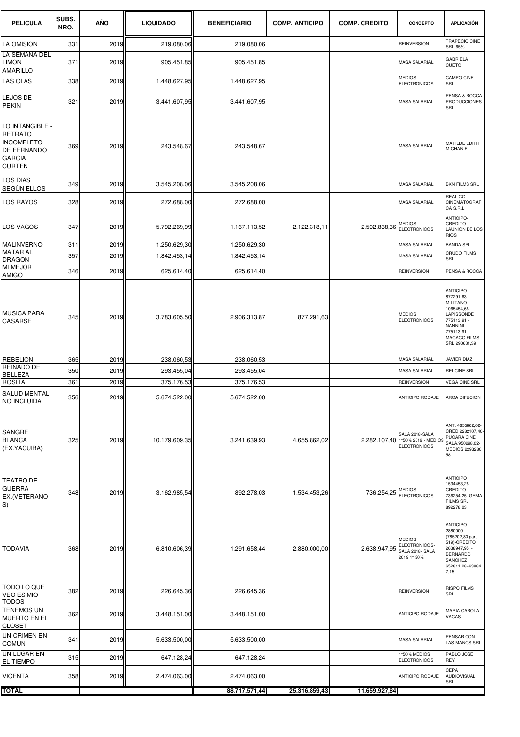| PELICULA | SUBS. NRO. | AÑO | LIQUIDADO | BENEFICIARIO | COMP. ANTICIPO | COMP. CREDITO | CONCEPTO | APLICACIÓN |
|---|---|---|---|---|---|---|---|---|
| LA OMISION | 331 | 2019 | 219.080,06 | 219.080,06 | | | REINVERSION | TRAPECIO CINE SRL 65% |
| LA SEMANA DEL LIMON AMARILLO | 371 | 2019 | 905.451,85 | 905.451,85 | | | MASA SALARIAL | GABRIELA CUETO |
| LAS OLAS | 338 | 2019 | 1.448.627,95 | 1.448.627,95 | | | MEDIOS ELECTRONICOS | CAMPO CINE SRL |
| LEJOS DE PEKIN | 321 | 2019 | 3.441.607,95 | 3.441.607,95 | | | MASA SALARIAL | PENSA & ROCCA PRODUCCIONES SRL |
| LO INTANGIBLE - RETRATO INCOMPLETO DE FERNANDO GARCIA CURTEN | 369 | 2019 | 243.548,67 | 243.548,67 | | | MASA SALARIAL | MATILDE EDITH MICHANIE |
| LOS DIAS SEGÚN ELLOS | 349 | 2019 | 3.545.208,06 | 3.545.208,06 | | | MASA SALARIAL | BKN FILMS SRL |
| LOS RAYOS | 328 | 2019 | 272.688,00 | 272.688,00 | | | MASA SALARIAL | REALICO CINEMATOGRAFICA S.R.L. |
| LOS VAGOS | 347 | 2019 | 5.792.269,99 | 1.167.113,52 | 2.122.318,11 | 2.502.838,36 | MEDIOS ELECTRONICOS | ANTICIPO-CREDITO - LAUNION DE LOS RIOS |
| MALINVERNO | 311 | 2019 | 1.250.629,30 | 1.250.629,30 | | | MASA SALARIAL | BANDA SRL |
| MATAR AL DRAGON | 357 | 2019 | 1.842.453,14 | 1.842.453,14 | | | MASA SALARIAL | CRUDO FILMS SRL |
| MI MEJOR AMIGO | 346 | 2019 | 625.614,40 | 625.614,40 | | | REINVERSION | PENSA & ROCCA |
| MUSICA PARA CASARSE | 345 | 2019 | 3.783.605,50 | 2.906.313,87 | 877.291,63 | | MEDIOS ELECTRONICOS | ANTICIPO 877291,63-MILITANO 1065454,66-LAPISSONDE 775113,91 - NANNINI 775113,91 - MACACO FILMS SRL 290631,39 |
| REBELION | 365 | 2019 | 238.060,53 | 238.060,53 | | | MASA SALARIAL | JAVIER DIAZ |
| REINADO DE BELLEZA | 350 | 2019 | 293.455,04 | 293.455,04 | | | MASA SALARIAL | REI CINE SRL |
| ROSITA | 361 | 2019 | 375.176,53 | 375.176,53 | | | REINVERSION | VEGA CINE SRL |
| SALUD MENTAL NO INCLUIDA | 356 | 2019 | 5.674.522,00 | 5.674.522,00 | | | ANTICIPO RODAJE | ARCA DIFUCION |
| SANGRE BLANCA (EX.YACUIBA) | 325 | 2019 | 10.179.609,35 | 3.241.639,93 | 4.655.862,02 | 2.282.107,40 | SALA 2018-SALA 1°50% 2019 - MEDIOS ELECTRONICOS | ANT. 4655862,02-CRED:2282107,40-PUCARA CINE SALA.950298,02-MEDIOS.2293280,58 |
| TEATRO DE GUERRA EX.(VETERANOS) | 348 | 2019 | 3.162.985,54 | 892.278,03 | 1.534.453,26 | 736.254,25 | MEDIOS ELECTRONICOS | ANTICIPO 1534453,26-CREDITO 736254,25 -GEMA FILMS SRL 892278,03 |
| TODAVIA | 368 | 2019 | 6.810.606,39 | 1.291.658,44 | 2.880.000,00 | 2.638.947,95 | MEDIOS ELECTRONICOS-SALA 2018- SALA 2019 1° 50% | ANTICIPO 2880000 (785202,80 part 519)-CREDITO 2638947,95 - BERNARDO SANCHEZ 652811,28+638847,15 |
| TODO LO QUE VEO ES MIO | 382 | 2019 | 226.645,36 | 226.645,36 | | | REINVERSION | RISPO FILMS SRL |
| TODOS TENEMOS UN MUERTO EN EL CLOSET | 362 | 2019 | 3.448.151,00 | 3.448.151,00 | | | ANTICIPO RODAJE | MARIA CAROLA VACAS |
| UN CRIMEN EN COMUN | 341 | 2019 | 5.633.500,00 | 5.633.500,00 | | | MASA SALARIAL | PENSAR CON LAS MANOS SRL |
| UN LUGAR EN EL TIEMPO | 315 | 2019 | 647.128,24 | 647.128,24 | | | 1°50% MEDIOS ELECTRONICOS | PABLO JOSE REY |
| VICENTA | 358 | 2019 | 2.474.063,00 | 2.474.063,00 | | | ANTICIPO RODAJE | CEPA AUDIOVISUAL SRL. |
| TOTAL | | | | 88.717.571,44 | 25.316.859,43 | 11.659.927,84 | | |